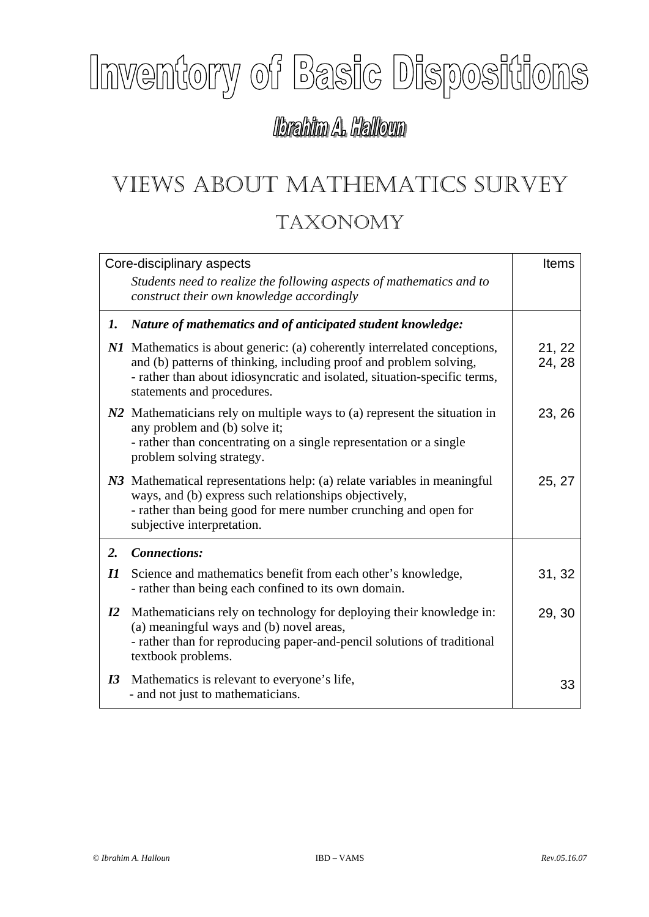# Inventory of Basic Dispositions

## Ibrahim A. Halloun

# Views About Mathematics Survey

## Taxonomy

| Core-disciplinary aspects<br>*Students need to realize the following aspects of mathematics and to construct their own knowledge accordingly* | Items |
|---|---|
| ***1. Nature of mathematics and of anticipated student knowledge:*** | |
| ***N1*** Mathematics is about generic: (a) coherently interrelated conceptions, and (b) patterns of thinking, including proof and problem solving,<br>- rather than about idiosyncratic and isolated, situation-specific terms, statements and procedures. | 21, 22<br>24, 28 |
| ***N2*** Mathematicians rely on multiple ways to (a) represent the situation in any problem and (b) solve it;<br>- rather than concentrating on a single representation or a single problem solving strategy. | 23, 26 |
| ***N3*** Mathematical representations help: (a) relate variables in meaningful ways, and (b) express such relationships objectively,<br>- rather than being good for mere number crunching and open for subjective interpretation. | 25, 27 |
| ***2. Connections:*** | |
| ***I1*** Science and mathematics benefit from each other's knowledge,<br>- rather than being each confined to its own domain. | 31, 32 |
| ***I2*** Mathematicians rely on technology for deploying their knowledge in: (a) meaningful ways and (b) novel areas,<br>- rather than for reproducing paper-and-pencil solutions of traditional textbook problems. | 29, 30 |
| ***I3*** Mathematics is relevant to everyone's life,<br>- and not just to mathematicians. | 33 |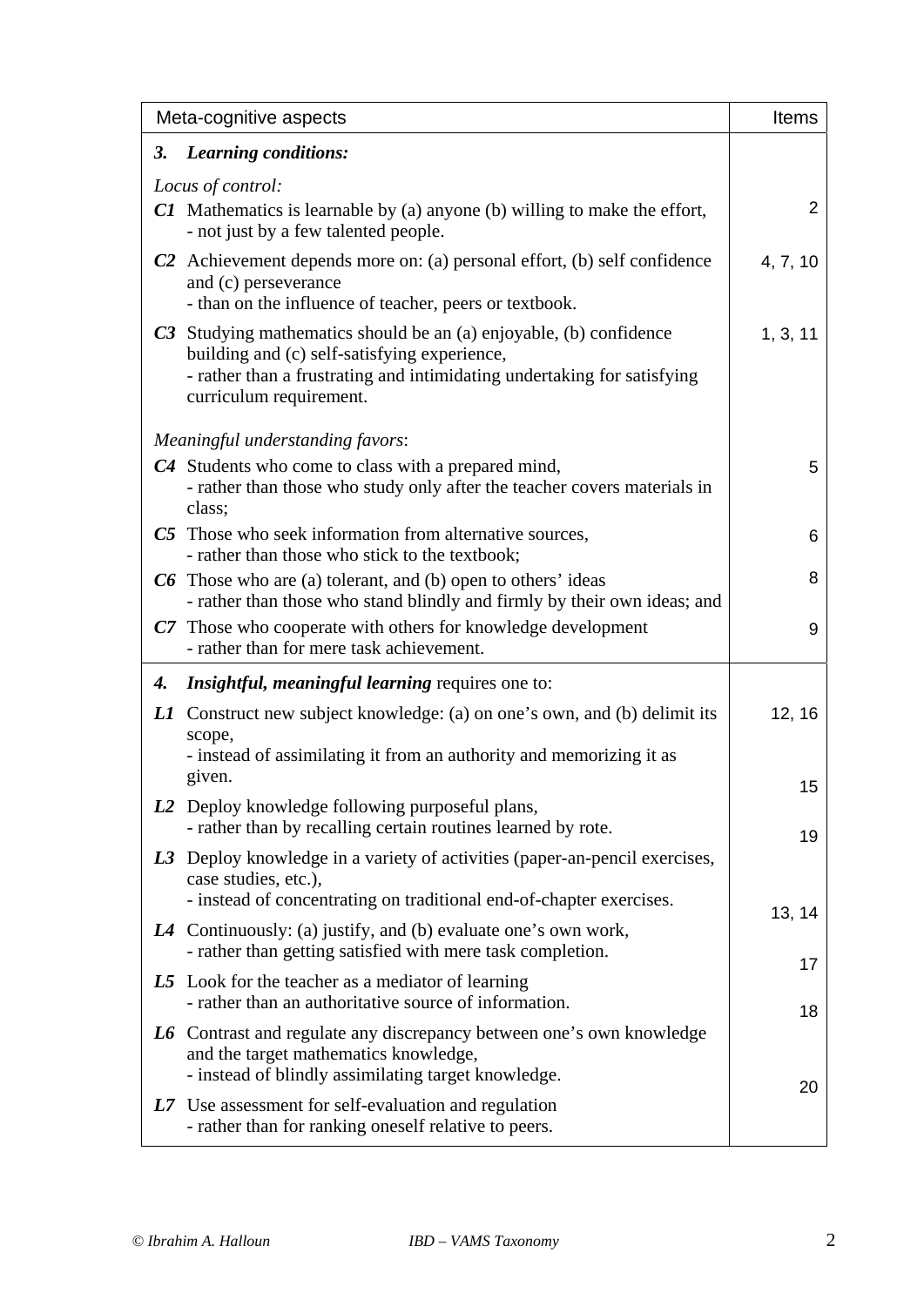| Meta-cognitive aspects | Items |
|---|---|
| ***3. Learning conditions:*** | |
| *Locus of control:* | |
| ***C1*** Mathematics is learnable by (a) anyone (b) willing to make the effort, - not just by a few talented people. | 2 |
| ***C2*** Achievement depends more on: (a) personal effort, (b) self confidence and (c) perseverance - than on the influence of teacher, peers or textbook. | 4, 7, 10 |
| ***C3*** Studying mathematics should be an (a) enjoyable, (b) confidence building and (c) self-satisfying experience, - rather than a frustrating and intimidating undertaking for satisfying curriculum requirement. | 1, 3, 11 |
| *Meaningful understanding favors*: | |
| ***C4*** Students who come to class with a prepared mind, - rather than those who study only after the teacher covers materials in class; | 5 |
| ***C5*** Those who seek information from alternative sources, - rather than those who stick to the textbook; | 6 |
| ***C6*** Those who are (a) tolerant, and (b) open to others' ideas - rather than those who stand blindly and firmly by their own ideas; and | 8 |
| ***C7*** Those who cooperate with others for knowledge development - rather than for mere task achievement. | 9 |
| ***4. Insightful, meaningful learning*** requires one to: | |
| ***L1*** Construct new subject knowledge: (a) on one's own, and (b) delimit its scope, - instead of assimilating it from an authority and memorizing it as given. | 12, 16 |
| ***L2*** Deploy knowledge following purposeful plans, - rather than by recalling certain routines learned by rote. | 15 |
| ***L3*** Deploy knowledge in a variety of activities (paper-an-pencil exercises, case studies, etc.), - instead of concentrating on traditional end-of-chapter exercises. | 19 |
| ***L4*** Continuously: (a) justify, and (b) evaluate one's own work, - rather than getting satisfied with mere task completion. | 13, 14 |
| ***L5*** Look for the teacher as a mediator of learning - rather than an authoritative source of information. | 17 |
| ***L6*** Contrast and regulate any discrepancy between one's own knowledge and the target mathematics knowledge, - instead of blindly assimilating target knowledge. | 18 |
| ***L7*** Use assessment for self-evaluation and regulation - rather than for ranking oneself relative to peers. | 20 |